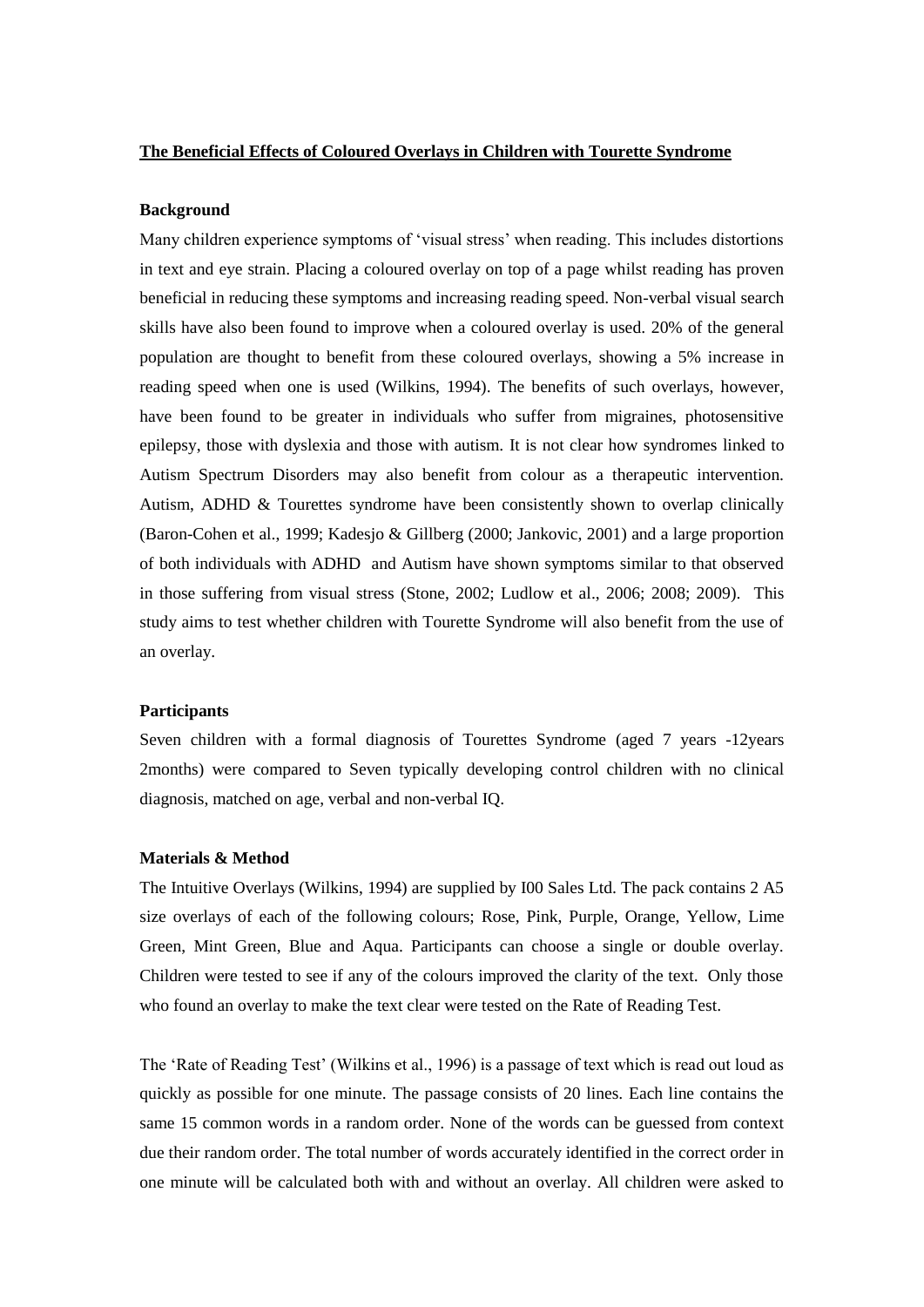# **The Beneficial Effects of Coloured Overlays in Children with Tourette Syndrome**

## Background

Many children experience symptoms of 'visual stress' when reading. This includes distortions in text and eye strain. Placing a coloured overlay on top of a page whilst reading has proven beneficial in reducing these symptoms and increasing reading speed. Non-verbal visual search skills have also been found to improve when a coloured overlay is used. 20% of the general population are thought to benefit from these coloured overlays, showing a 5% increase in reading speed when one is used (Wilkins, 1994). The benefits of such overlays, however, have been found to be greater in individuals who suffer from migraines, photosensitive epilepsy, those with dyslexia and those with autism. It is not clear how syndromes linked to Autism Spectrum Disorders may also benefit from colour as a therapeutic intervention. Autism, ADHD & Tourettes syndrome have been consistently shown to overlap clinically (Baron-Cohen et al., 1999; Kadesjo & Gillberg (2000; Jankovic, 2001) and a large proportion of both individuals with ADHD and Autism have shown symptoms similar to that observed in those suffering from visual stress (Stone, 2002; Ludlow et al., 2006; 2008; 2009). This study aims to test whether children with Tourette Syndrome will also benefit from the use of an overlay.

## Participants

Seven children with a formal diagnosis of Tourettes Syndrome (aged 7 years -12years 2months) were compared to Seven typically developing control children with no clinical diagnosis, matched on age, verbal and non-verbal IQ.

## Materials & Method

The Intuitive Overlays (Wilkins, 1994) are supplied by I00 Sales Ltd. The pack contains 2 A5 size overlays of each of the following colours; Rose, Pink, Purple, Orange, Yellow, Lime Green, Mint Green, Blue and Aqua. Participants can choose a single or double overlay. Children were tested to see if any of the colours improved the clarity of the text. Only those who found an overlay to make the text clear were tested on the Rate of Reading Test.

The 'Rate of Reading Test' (Wilkins et al., 1996) is a passage of text which is read out loud as quickly as possible for one minute. The passage consists of 20 lines. Each line contains the same 15 common words in a random order. None of the words can be guessed from context due their random order. The total number of words accurately identified in the correct order in one minute will be calculated both with and without an overlay. All children were asked to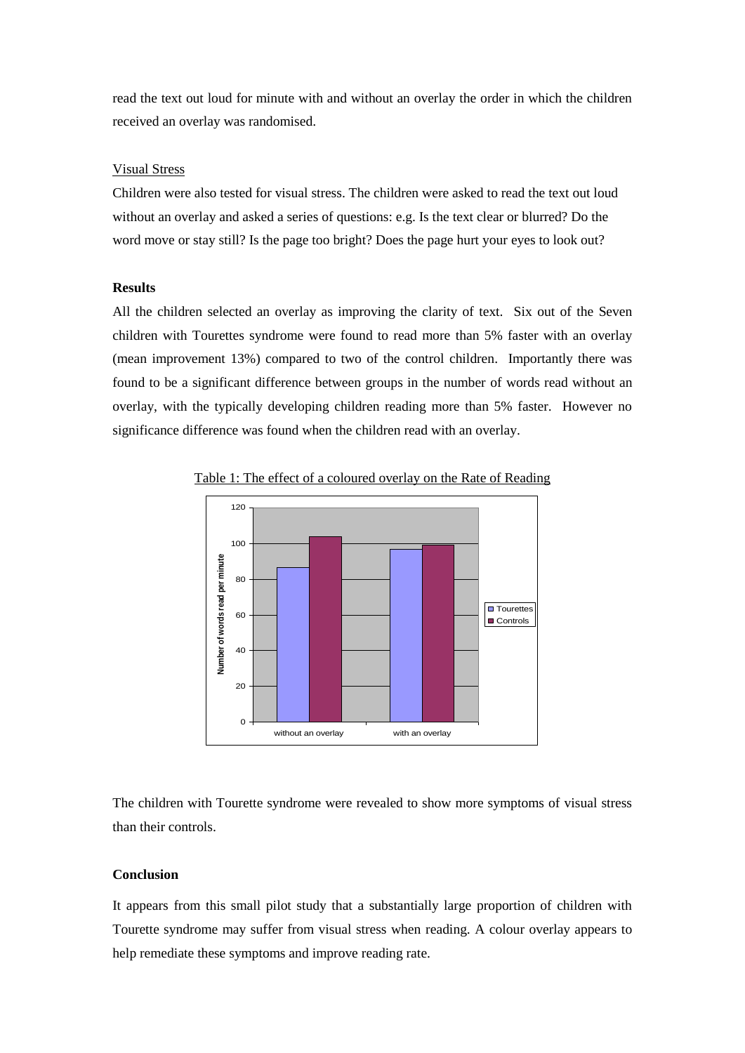read the text out loud for minute with and without an overlay the order in which the children received an overlay was randomised.

Visual Stress

Children were also tested for visual stress. The children were asked to read the text out loud without an overlay and asked a series of questions: e.g. Is the text clear or blurred? Do the word move or stay still? Is the page too bright? Does the page hurt your eyes to look out?

**Results**

All the children selected an overlay as improving the clarity of text. Six out of the Seven children with Tourettes syndrome were found to read more than 5% faster with an overlay (mean improvement 13%) compared to two of the control children. Importantly there was found to be a significant difference between groups in the number of words read without an overlay, with the typically developing children reading more than 5% faster. However no significance difference was found when the children read with an overlay.

Table 1: The effect of a coloured overlay on the Rate of Reading

Number of words read per minute

0
20
40
60
80
100
120

without an overlay
with an overlay

Tourettes
Controls

The children with Tourette syndrome were revealed to show more symptoms of visual stress than their controls.

**Conclusion**

It appears from this small pilot study that a substantially large proportion of children with Tourette syndrome may suffer from visual stress when reading. A colour overlay appears to help remediate these symptoms and improve reading rate.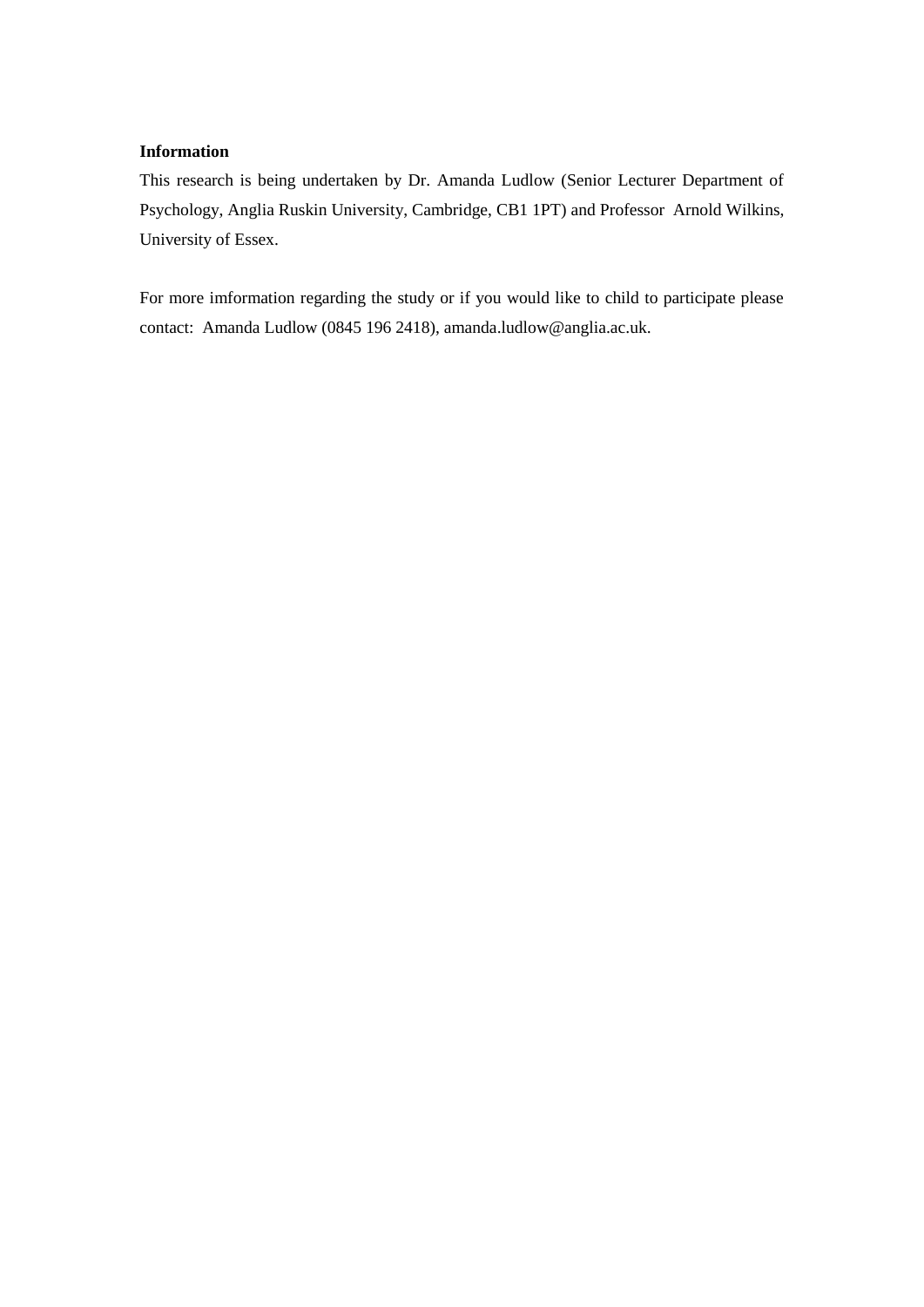**Information**

This research is being undertaken by Dr. Amanda Ludlow (Senior Lecturer Department of Psychology, Anglia Ruskin University, Cambridge, CB1 1PT) and Professor Arnold Wilkins, University of Essex.

For more imformation regarding the study or if you would like to child to participate please contact: Amanda Ludlow (0845 196 2418), amanda.ludlow@anglia.ac.uk.